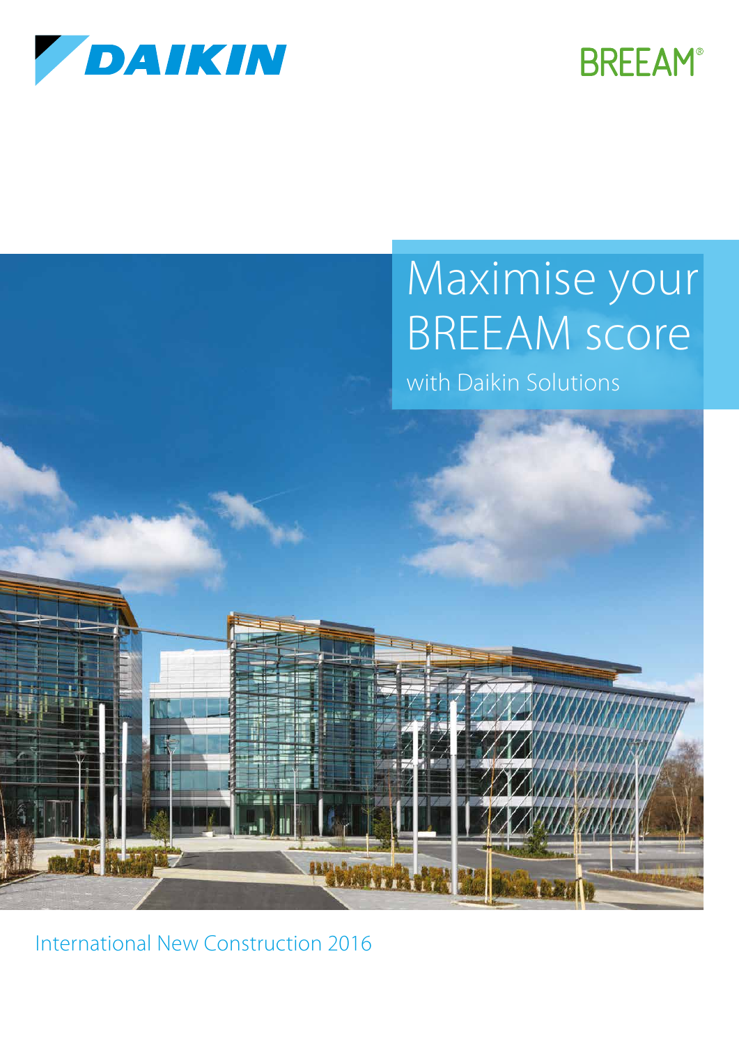DAIKIN

BREEAM®

# Maximise your BREEAM score

with Daikin Solutions

International New Construction 2016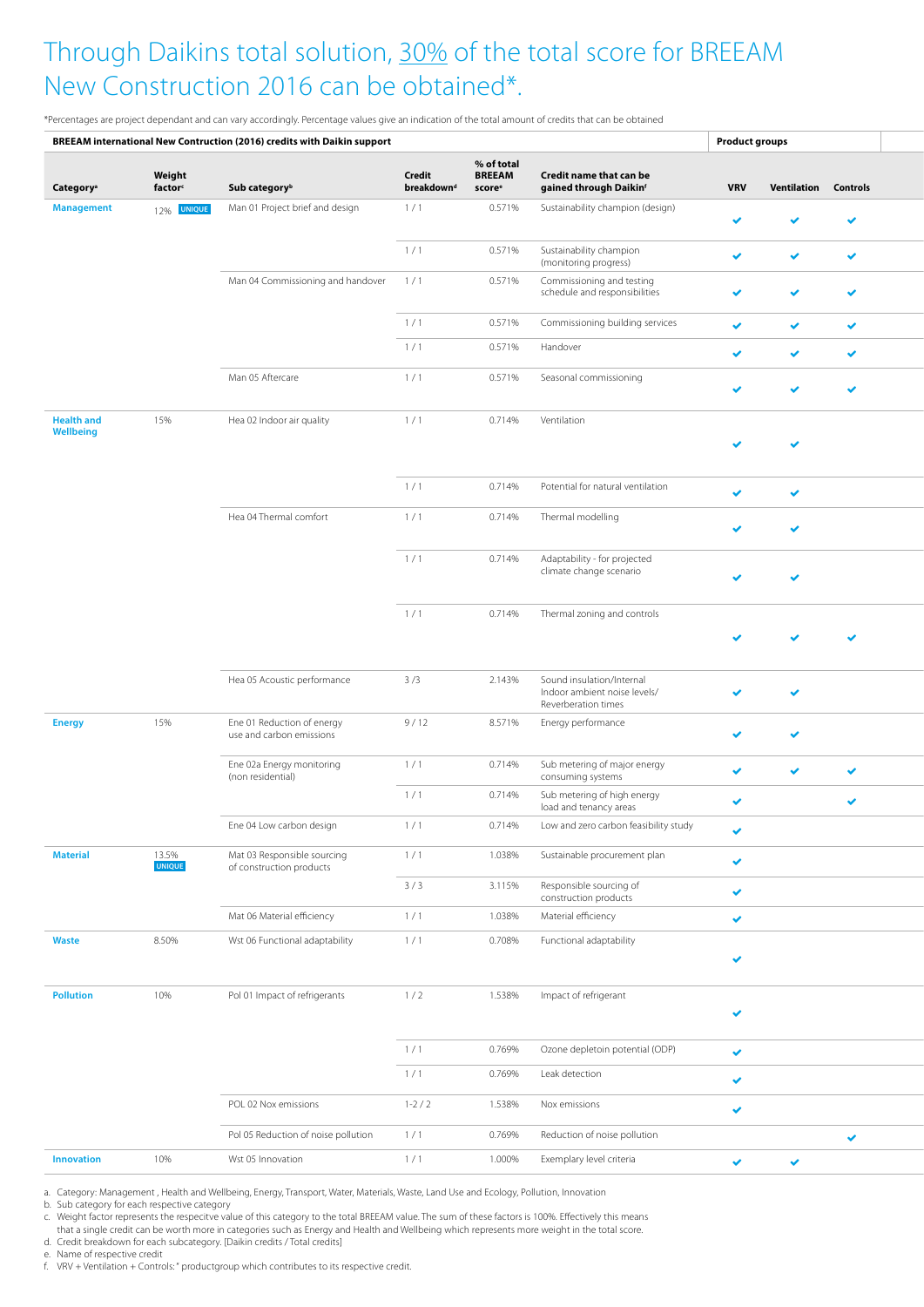# Through Daikins total solution, 30% of the total score for BREEAM New Construction 2016 can be obtained*.

*Percentages are project dependant and can vary accordingly. Percentage values give an indication of the total amount of credits that can be obtained

| BREEAM international New Contruction (2016) credits with Daikin support | | | | | | Product groups | | |
|---|---|---|---|---|---|---|---|---|
| **Category**[a] | **Weight factor**[c] | **Sub category**[b] | **Credit breakdown**[d] | **% of total BREEAM score**[e] | **Credit name that can be gained through Daikin**[f] | **VRV** | **Ventilation** | **Controls** |
| **Management** | 12% UNIQUE | Man 01 Project brief and design | 1 / 1 | 0.571% | Sustainability champion (design) | ✔ | ✔ | ✔ |
| | | | 1 / 1 | 0.571% | Sustainability champion (monitoring progress) | ✔ | ✔ | ✔ |
| | | Man 04 Commissioning and handover | 1 / 1 | 0.571% | Commissioning and testing schedule and responsibilities | ✔ | ✔ | ✔ |
| | | | 1 / 1 | 0.571% | Commissioning building services | ✔ | ✔ | ✔ |
| | | | 1 / 1 | 0.571% | Handover | ✔ | ✔ | ✔ |
| | | Man 05 Aftercare | 1 / 1 | 0.571% | Seasonal commissioning | ✔ | ✔ | ✔ |
| **Health and Wellbeing** | 15% | Hea 02 Indoor air quality | 1 / 1 | 0.714% | Ventilation | ✔ | ✔ | |
| | | | 1 / 1 | 0.714% | Potential for natural ventilation | ✔ | ✔ | |
| | | Hea 04 Thermal comfort | 1 / 1 | 0.714% | Thermal modelling | ✔ | ✔ | |
| | | | 1 / 1 | 0.714% | Adaptability - for projected climate change scenario | ✔ | ✔ | |
| | | | 1 / 1 | 0.714% | Thermal zoning and controls | ✔ | ✔ | ✔ |
| | | Hea 05 Acoustic performance | 3 /3 | 2.143% | Sound insulation/Internal Indoor ambient noise levels/ Reverberation times | ✔ | ✔ | |
| **Energy** | 15% | Ene 01 Reduction of energy use and carbon emissions | 9 / 12 | 8.571% | Energy performance | ✔ | ✔ | |
| | | Ene 02a Energy monitoring (non residential) | 1 / 1 | 0.714% | Sub metering of major energy consuming systems | ✔ | ✔ | ✔ |
| | | | 1 / 1 | 0.714% | Sub metering of high energy load and tenancy areas | ✔ | | ✔ |
| | | Ene 04 Low carbon design | 1 / 1 | 0.714% | Low and zero carbon feasibility study | ✔ | | |
| **Material** | 13.5% UNIQUE | Mat 03 Responsible sourcing of construction products | 1 / 1 | 1.038% | Sustainable procurement plan | ✔ | | |
| | | | 3 / 3 | 3.115% | Responsible sourcing of construction products | ✔ | | |
| | | Mat 06 Material efficiency | 1 / 1 | 1.038% | Material efficiency | ✔ | | |
| **Waste** | 8.50% | Wst 06 Functional adaptability | 1 / 1 | 0.708% | Functional adaptability | ✔ | | |
| **Pollution** | 10% | Pol 01 Impact of refrigerants | 1 / 2 | 1.538% | Impact of refrigerant | ✔ | | |
| | | | 1 / 1 | 0.769% | Ozone depletoin potential (ODP) | ✔ | | |
| | | | 1 / 1 | 0.769% | Leak detection | ✔ | | |
| | | POL 02 Nox emissions | 1-2 / 2 | 1.538% | Nox emissions | ✔ | | |
| | | Pol 05 Reduction of noise pollution | 1 / 1 | 0.769% | Reduction of noise pollution | | | ✔ |
| **Innovation** | 10% | Wst 05 Innovation | 1 / 1 | 1.000% | Exemplary level criteria | ✔ | ✔ | |

a. Category: Management , Health and Wellbeing, Energy, Transport, Water, Materials, Waste, Land Use and Ecology, Pollution, Innovation
b. Sub category for each respective category
c. Weight factor represents the respecitve value of this category to the total BREEAM value. The sum of these factors is 100%. Effectively this means that a single credit can be worth more in categories such as Energy and Health and Wellbeing which represents more weight in the total score.
d. Credit breakdown for each subcategory. [Daikin credits / Total credits]
e. Name of respective credit
f. VRV + Ventilation + Controls: " productgroup which contributes to its respective credit.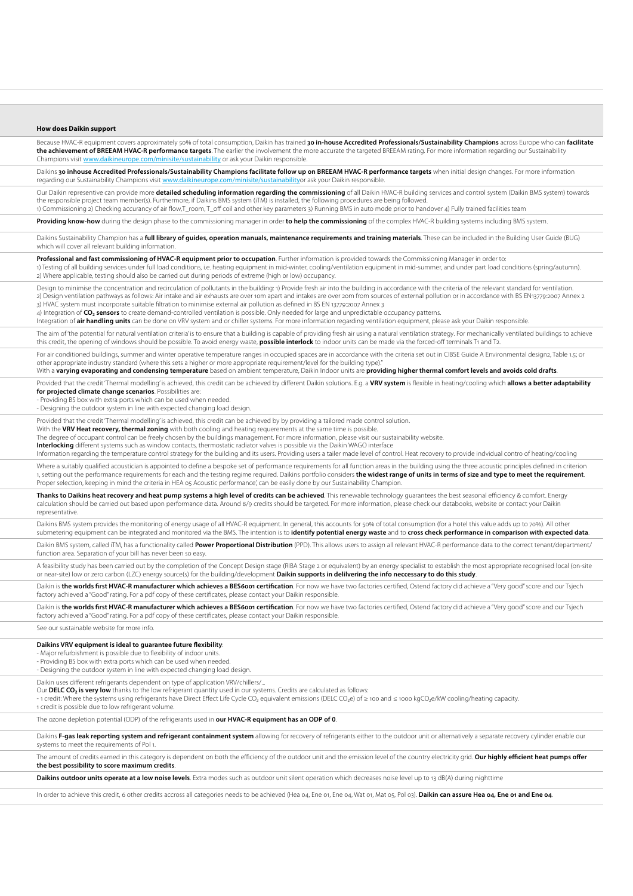**How does Daikin support**

Because HVAC-R equipment covers approximately 50% of total consumption, Daikin has trained **30 in-house Accredited Professionals/Sustainability Champions** across Europe who can **facilitate the achievement of BREEAM HVAC-R performance targets**. The earlier the involvement the more accurate the targeted BREEAM rating. For more information regarding our Sustainability Champions visit www.daikineurope.com/minisite/sustainability or ask your Daikin responsible.

Daikins **30 inhouse Accredited Professionals/Sustainability Champions facilitate follow up on BREEAM HVAC-R performance targets** when initial design changes. For more information regarding our Sustainability Champions visit www.daikineurope.com/minisite/sustainabilityor ask your Daikin responsible.

Our Daikin representive can provide more **detailed scheduling information regarding the commissioning** of all Daikin HVAC-R building services and control system (Daikin BMS system) towards the responsible project team member(s). Furthermore, if Daikins BMS system (iTM) is installed, the following procedures are being followed.
1) Commissioning 2) Checking accurancy of air flow,T_room, T_off coil and other key parameters 3) Running BMS in auto mode prior to handover 4) Fully trained facilities team

**Providing know-how** during the design phase to the commissioning manager in order **to help the commissioning** of the complex HVAC-R building systems including BMS system.

Daikins Sustainability Champion has a **full library of guides, operation manuals, maintenance requirements and training materials**. These can be included in the Building User Guide (BUG) which will cover all relevant building information.

**Professional and fast commissioning of HVAC-R equipment prior to occupation**. Further information is provided towards the Commissioning Manager in order to:
1) Testing of all building services under full load conditions, i.e. heating equipment in mid-winter, cooling/ventilation equipment in mid-summer, and under part load conditions (spring/autumn).
2) Where applicable, testing should also be carried out during periods of extreme (high or low) occupancy.

Design to minimise the concentration and recirculation of pollutants in the building: 1) Provide fresh air into the building in accordance with the criteria of the relevant standard for ventilation.
2) Design ventilation pathways as follows: Air intake and air exhausts are over 10m apart and intakes are over 20m from sources of external pollution or in accordance with BS EN13779:2007 Annex 2
3) HVAC system must incorporate suitable filtration to minimise external air pollution as defined in BS EN 13779:2007 Annex 3
4) Integration of **$CO_2$ sensors** to create demand-controlled ventilation is possible. Only needed for large and unpredictable occupancy patterns.
Integration of **air handling units** can be done on VRV system and or chiller systems. For more information regarding ventilation equipment, please ask your Daikin responsible.

The aim of 'the potential for natural ventilation criteria' is to ensure that a building is capable of providing fresh air using a natural ventilation strategy. For mechanically ventilated buildings to achieve this credit, the opening of windows should be possible. To avoid energy waste, **possible interlock** to indoor units can be made via the forced-off terminals T1 and T2.

For air conditioned buildings, summer and winter operative temperature ranges in occupied spaces are in accordance with the criteria set out in CIBSE Guide A Environmental design2, Table 1.5; or other appropriate industry standard (where this sets a higher or more appropriate requirement/level for the building type)."
With a **varying evaporating and condensing temperature** based on ambient temperature, Daikin Indoor units are **providing higher thermal comfort levels and avoids cold drafts**.

Provided that the credit 'Thermal modelling' is achieved, this credit can be achieved by different Daikin solutions. E.g. a **VRV system** is flexible in heating/cooling which **allows a better adaptability for projected climate change scenarios**. Possibilities are:
- Providing BS box with extra ports which can be used when needed.
- Designing the outdoor system in line with expected changing load design.

Provided that the credit 'Thermal modelling' is achieved, this credit can be achieved by by providing a tailored made control solution.
With the **VRV Heat recovery, thermal zoning** with both cooling and heating requerements at the same time is possible.
The degree of occupant control can be freely chosen by the buildings management. For more information, please visit our sustainability website.
**Interlocking** different systems such as window contacts, thermostatic radiator valves is possible via the Daikin WAGO interface
Information regarding the temperature control strategy for the building and its users. Providing users a tailer made level of control. Heat recovery to provide indvidual contro of heating/cooling

Where a suitably qualified acoustician is appointed to define a bespoke set of performance requirements for all function areas in the building using the three acoustic principles defined in criterion 1, setting out the performance requirements for each and the testing regime required. Daikins portfolio considers **the widest range of units in terms of size and type to meet the requirement**. Proper selection, keeping in mind the criteria in HEA 05 Acoustic performance', can be easily done by our Sustainability Champion.

**Thanks to Daikins heat recovery and heat pump systems a high level of credits can be achieved**. This renewable technology guarantees the best seasonal efficiency & comfort. Energy calculation should be carried out based upon performance data. Around 8/9 credits should be targeted. For more information, please check our databooks, website or contact your Daikin representative.

Daikins BMS system provides the monitoring of energy usage of all HVAC-R equipment. In general, this accounts for 50% of total consumption (for a hotel this value adds up to 70%). All other submetering equipment can be integrated and monitored via the BMS. The intention is to **identify potential energy waste** and to **cross check performance in comparison with expected data**.

Daikin BMS system, called iTM, has a functionality called **Power Proportional Distribution** (PPD). This allows users to assign all relevant HVAC-R performance data to the correct tenant/department/function area. Separation of your bill has never been so easy.

A feasibility study has been carried out by the completion of the Concept Design stage (RIBA Stage 2 or equivalent) by an energy specialist to establish the most appropriate recognised local (on-site or near-site) low or zero carbon (LZC) energy source(s) for the building/development **Daikin supports in delilvering the info neccessary to do this study**.

Daikin is **the worlds first HVAC-R manufacturer which achieves a BES6001 certification**. For now we have two factories certified, Ostend factory did achieve a "Very good" score and our Tsjech factory achieved a "Good" rating. For a pdf copy of these certificates, please contact your Daikin responsible.

Daikin is **the worlds first HVAC-R manufacturer which achieves a BES6001 certification**. For now we have two factories certified, Ostend factory did achieve a "Very good" score and our Tsjech factory achieved a "Good" rating. For a pdf copy of these certificates, please contact your Daikin responsible.

See our sustainable website for more info.

**Daikins VRV equipment is ideal to guarantee future flexibility**:
- Major refurbishment is possible due to flexibility of indoor units.
- Providing BS box with extra ports which can be used when needed.
- Designing the outdoor system in line with expected changing load design.

Daikin uses different refrigerants dependent on type of application VRV/chillers/...
Our **DELC $CO_2$ is very low** thanks to the low refrigerant quantity used in our systems. Credits are calculated as follows:
- 1 credit: Where the systems using refrigerants have Direct Effect Life Cycle $CO_2$ equivalent emissions (DELC $CO_2e$) of ≥ 100 and ≤ 1000 $kgCO_2e$/kW cooling/heating capacity.
1 credit is possible due to low refrigerant volume.

The ozone depletion potential (ODP) of the refrigerants used in **our HVAC-R equipment has an ODP of 0**.

Daikins **F-gas leak reporting system and refrigerant containment system** allowing for recovery of refrigerants either to the outdoor unit or alternatively a separate recovery cylinder enable our systems to meet the requirements of Pol 1.

The amount of credits earned in this category is dependent on both the efficiency of the outdoor unit and the emission level of the country electricity grid. **Our highly efficient heat pumps offer the best possibility to score maximum credits**.

**Daikins outdoor units operate at a low noise levels**. Extra modes such as outdoor unit silent operation which decreases noise level up to 13 dB(A) during nighttime

In order to achieve this credit, 6 other credits accross all categories needs to be achieved (Hea 04, Ene 01, Ene 04, Wat 01, Mat 05, Pol 03). **Daikin can assure Hea 04, Ene 01 and Ene 04**.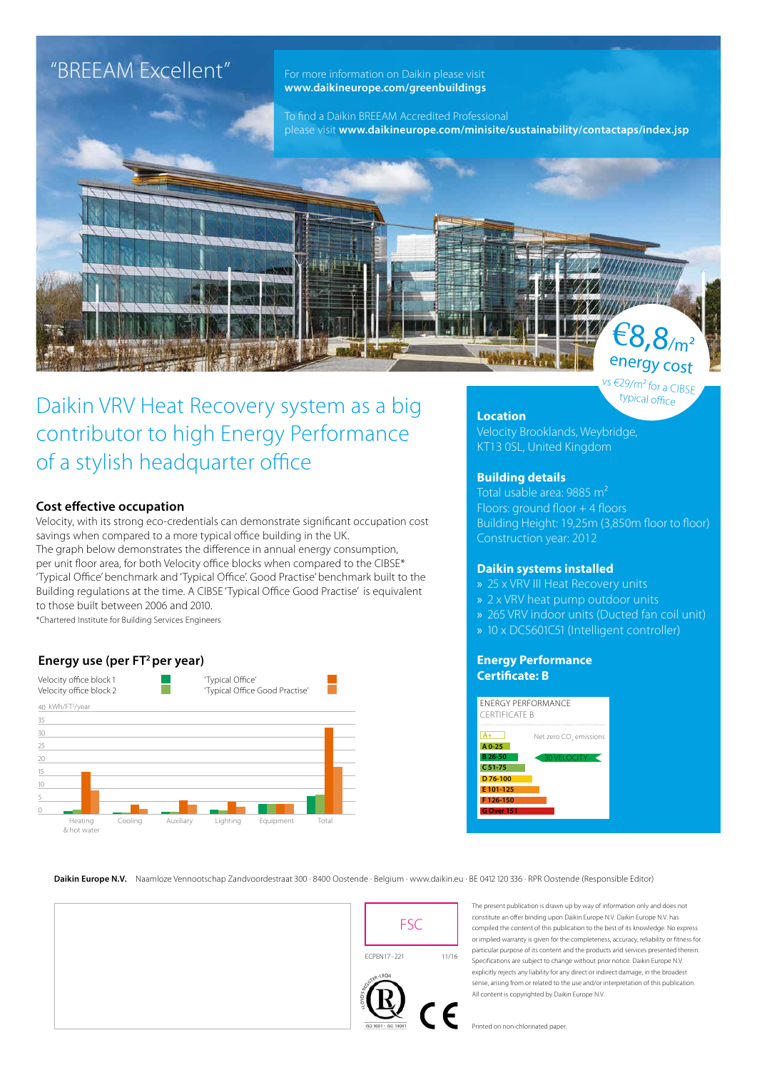"BREEAM Excellent"

For more information on Daikin please visit
**www.daikineurope.com/greenbuildings**

To find a Daikin BREEAM Accredited Professional
please visit **www.daikineurope.com/minisite/sustainability/contactaps/index.jsp**

€8,8/m² energy cost
vs €29/m² for a CIBSE typical office

# Daikin VRV Heat Recovery system as a big contributor to high Energy Performance of a stylish headquarter office

## Cost effective occupation

Velocity, with its strong eco-credentials can demonstrate significant occupation cost savings when compared to a more typical office building in the UK.
The graph below demonstrates the difference in annual energy consumption, per unit floor area, for both Velocity office blocks when compared to the CIBSE* 'Typical Office' benchmark and 'Typical Office' Good Practise' benchmark built to the Building regulations at the time. A CIBSE 'Typical Office Good Practise' is equivalent to those built between 2006 and 2010.

*Chartered Institute for Building Services Engineers

## Energy use (per FT² per year)

Velocity office block 1
Velocity office block 2
'Typical Office'
'Typical Office Good Practise'

40 kWh/FT²/year
35
30
25
20
15
10
5
0

Heating & hot water
Cooling
Auxiliary
Lighting
Equipment
Total

## Location

Velocity Brooklands, Weybridge,
KT13 0SL, United Kingdom

## Building details

Total usable area: 9885 m²
Floors: ground floor + 4 floors
Building Height: 19,25m (3,850m floor to floor)
Construction year: 2012

## Daikin systems installed

- 25 x VRV III Heat Recovery units
- 2 x VRV heat pump outdoor units
- 265 VRV indoor units (Ducted fan coil unit)
- 10 x DCS601C51 (Intelligent controller)

## Energy Performance Certificate: B

ENERGY PERFORMANCE CERTIFICATE B

Net zero $CO_2$ emissions

A+
A 0-25
B 26-50
C 51-75
D 76-100
E 101-125
F 126-150
G Over 150

30 VELOCITY

**Daikin Europe N.V.** Naamloze Vennootschap Zandvoordestraat 300 · 8400 Oostende · Belgium · www.daikin.eu · BE 0412 120 336 · RPR Oostende (Responsible Editor)

FSC

ECPEN17-221 11/16

ISO 9001 · ISO 14001

The present publication is drawn up by way of information only and does not constitute an offer binding upon Daikin Europe N.V. Daikin Europe N.V. has compiled the content of this publication to the best of its knowledge. No express or implied warranty is given for the completeness, accuracy, reliability or fitness for particular purpose of its content and the products and services presented therein. Specifications are subject to change without prior notice. Daikin Europe N.V. explicitly rejects any liability for any direct or indirect damage, in the broadest sense, arising from or related to the use and/or interpretation of this publication. All content is copyrighted by Daikin Europe N.V.

Printed on non-chlorinated paper.